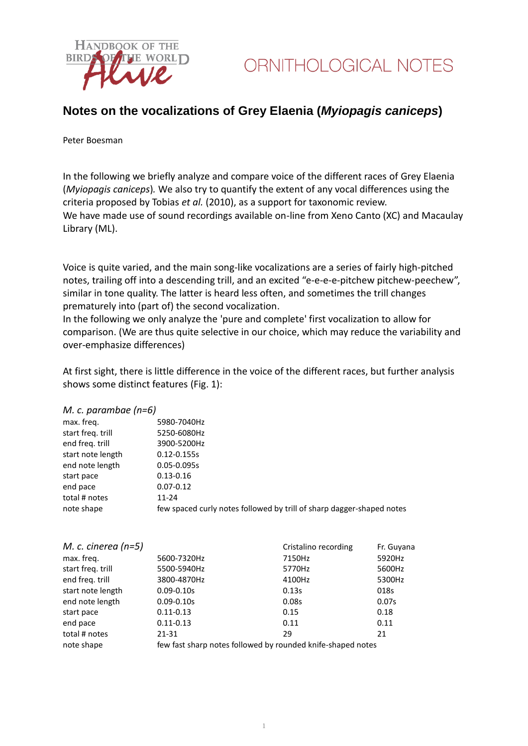HANDBOOK OF THE BIRDS OF THE WORLD Alive

ORNITHOLOGICAL NOTES

# Notes on the vocalizations of Grey Elaenia (*Myiopagis caniceps*)

Peter Boesman

In the following we briefly analyze and compare voice of the different races of Grey Elaenia (*Myiopagis caniceps*). We also try to quantify the extent of any vocal differences using the criteria proposed by Tobias *et al.* (2010), as a support for taxonomic review.
We have made use of sound recordings available on-line from Xeno Canto (XC) and Macaulay Library (ML).

Voice is quite varied, and the main song-like vocalizations are a series of fairly high-pitched notes, trailing off into a descending trill, and an excited "e-e-e-e-pitchew pitchew-peechew", similar in tone quality. The latter is heard less often, and sometimes the trill changes prematurely into (part of) the second vocalization.
In the following we only analyze the 'pure and complete' first vocalization to allow for comparison. (We are thus quite selective in our choice, which may reduce the variability and over-emphasize differences)

At first sight, there is little difference in the voice of the different races, but further analysis shows some distinct features (Fig. 1):

| *M. c. parambae (n=6)* | |
|---|---|
| max. freq. | 5980-7040Hz |
| start freq. trill | 5250-6080Hz |
| end freq. trill | 3900-5200Hz |
| start note length | 0.12-0.155s |
| end note length | 0.05-0.095s |
| start pace | 0.13-0.16 |
| end pace | 0.07-0.12 |
| total # notes | 11-24 |
| note shape | few spaced curly notes followed by trill of sharp dagger-shaped notes |

| *M. c. cinerea (n=5)* | | Cristalino recording | Fr. Guyana |
|---|---|---|---|
| max. freq. | 5600-7320Hz | 7150Hz | 5920Hz |
| start freq. trill | 5500-5940Hz | 5770Hz | 5600Hz |
| end freq. trill | 3800-4870Hz | 4100Hz | 5300Hz |
| start note length | 0.09-0.10s | 0.13s | 018s |
| end note length | 0.09-0.10s | 0.08s | 0.07s |
| start pace | 0.11-0.13 | 0.15 | 0.18 |
| end pace | 0.11-0.13 | 0.11 | 0.11 |
| total # notes | 21-31 | 29 | 21 |
| note shape | few fast sharp notes followed by rounded knife-shaped notes | | |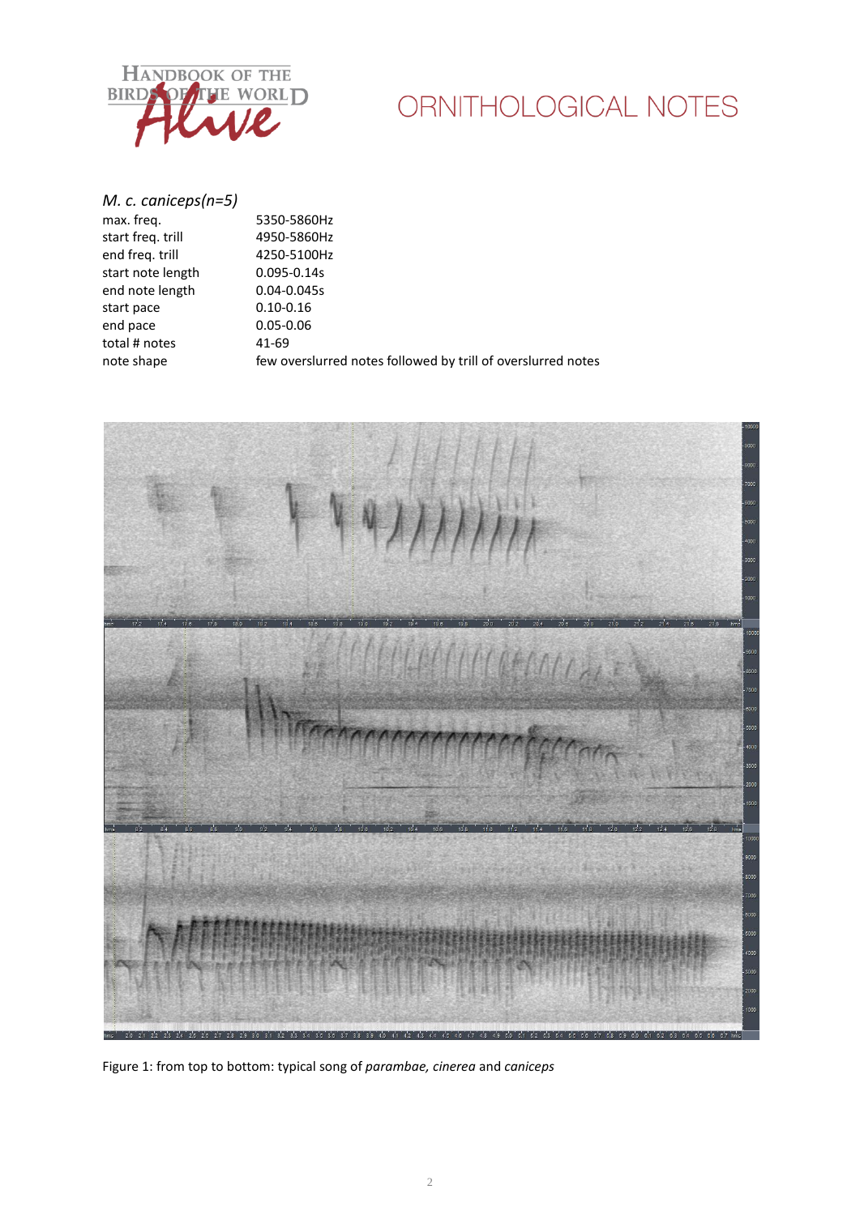*M. c. caniceps(n=5)*

| | |
|---|---|
| max. freq. | 5350-5860Hz |
| start freq. trill | 4950-5860Hz |
| end freq. trill | 4250-5100Hz |
| start note length | 0.095-0.14s |
| end note length | 0.04-0.045s |
| start pace | 0.10-0.16 |
| end pace | 0.05-0.06 |
| total # notes | 41-69 |
| note shape | few overslurred notes followed by trill of overslurred notes |

Figure 1: from top to bottom: typical song of *parambae, cinerea* and *caniceps*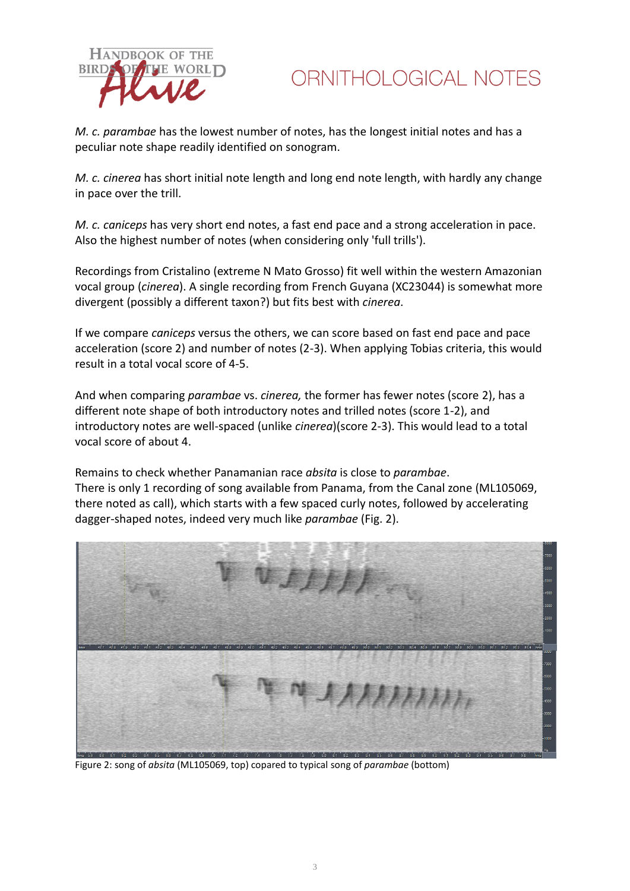*M. c. parambae* has the lowest number of notes, has the longest initial notes and has a peculiar note shape readily identified on sonogram.

*M. c. cinerea* has short initial note length and long end note length, with hardly any change in pace over the trill.

*M. c. caniceps* has very short end notes, a fast end pace and a strong acceleration in pace. Also the highest number of notes (when considering only 'full trills').

Recordings from Cristalino (extreme N Mato Grosso) fit well within the western Amazonian vocal group (*cinerea*). A single recording from French Guyana (XC23044) is somewhat more divergent (possibly a different taxon?) but fits best with *cinerea*.

If we compare *caniceps* versus the others, we can score based on fast end pace and pace acceleration (score 2) and number of notes (2-3). When applying Tobias criteria, this would result in a total vocal score of 4-5.

And when comparing *parambae* vs. *cinerea,* the former has fewer notes (score 2), has a different note shape of both introductory notes and trilled notes (score 1-2), and introductory notes are well-spaced (unlike *cinerea*)(score 2-3). This would lead to a total vocal score of about 4.

Remains to check whether Panamanian race *absita* is close to *parambae*.
There is only 1 recording of song available from Panama, from the Canal zone (ML105069, there noted as call), which starts with a few spaced curly notes, followed by accelerating dagger-shaped notes, indeed very much like *parambae* (Fig. 2).

Figure 2: song of *absita* (ML105069, top) copared to typical song of *parambae* (bottom)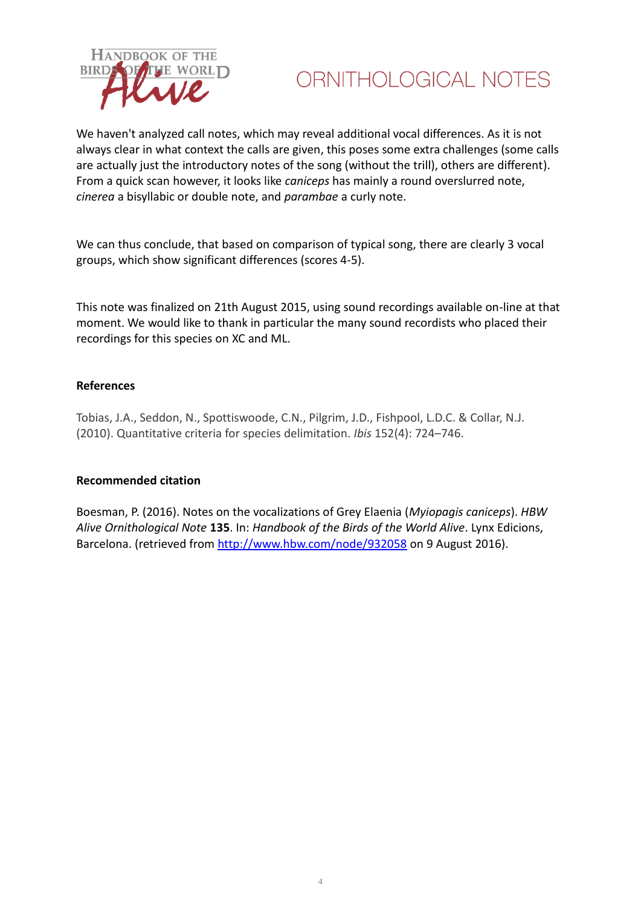We haven't analyzed call notes, which may reveal additional vocal differences. As it is not always clear in what context the calls are given, this poses some extra challenges (some calls are actually just the introductory notes of the song (without the trill), others are different). From a quick scan however, it looks like *caniceps* has mainly a round overslurred note, *cinerea* a bisyllabic or double note, and *parambae* a curly note.

We can thus conclude, that based on comparison of typical song, there are clearly 3 vocal groups, which show significant differences (scores 4-5).

This note was finalized on 21th August 2015, using sound recordings available on-line at that moment. We would like to thank in particular the many sound recordists who placed their recordings for this species on XC and ML.

**References**

Tobias, J.A., Seddon, N., Spottiswoode, C.N., Pilgrim, J.D., Fishpool, L.D.C. & Collar, N.J. (2010). Quantitative criteria for species delimitation. *Ibis* 152(4): 724–746.

**Recommended citation**

Boesman, P. (2016). Notes on the vocalizations of Grey Elaenia (*Myiopagis caniceps*). *HBW Alive Ornithological Note* **135**. In: *Handbook of the Birds of the World Alive*. Lynx Edicions, Barcelona. (retrieved from http://www.hbw.com/node/932058 on 9 August 2016).